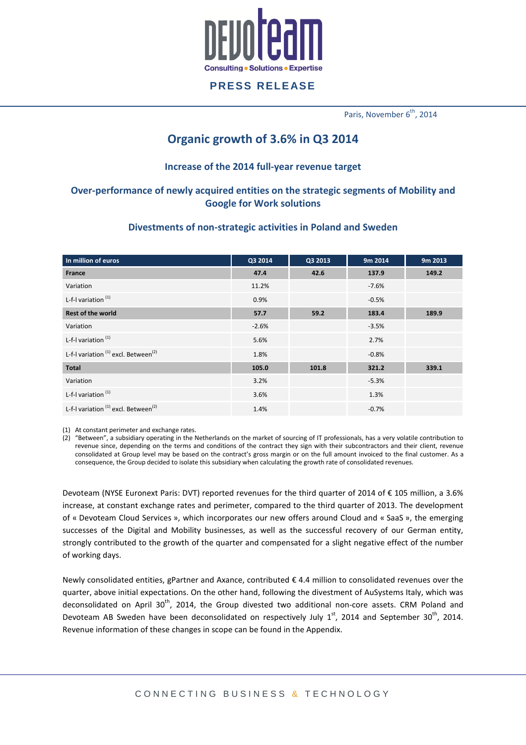# PRESS RELEASE

Paris, November 6th, 2014

## Organic growth of 3.6% in Q3 2014

### Increase of the 2014 full-year revenue target

### Over-performance of newly acquired entities on the strategic segments of Mobility and Google for Work solutions

### Divestments of non-strategic activities in Poland and Sweden

| In million of euros | Q3 2014 | Q3 2013 | 9m 2014 | 9m 2013 |
|---|---|---|---|---|
| **France** | **47.4** | **42.6** | **137.9** | **149.2** |
| Variation | 11.2% | | -7.6% | |
| L-f-l variation (1) | 0.9% | | -0.5% | |
| **Rest of the world** | **57.7** | **59.2** | **183.4** | **189.9** |
| Variation | -2.6% | | -3.5% | |
| L-f-l variation (1) | 5.6% | | 2.7% | |
| L-f-l variation (1) excl. Between(2) | 1.8% | | -0.8% | |
| **Total** | **105.0** | **101.8** | **321.2** | **339.1** |
| Variation | 3.2% | | -5.3% | |
| L-f-l variation (1) | 3.6% | | 1.3% | |
| L-f-l variation (1) excl. Between(2) | 1.4% | | -0.7% | |

(1) At constant perimeter and exchange rates.
(2) "Between", a subsidiary operating in the Netherlands on the market of sourcing of IT professionals, has a very volatile contribution to revenue since, depending on the terms and conditions of the contract they sign with their subcontractors and their client, revenue consolidated at Group level may be based on the contract's gross margin or on the full amount invoiced to the final customer. As a consequence, the Group decided to isolate this subsidiary when calculating the growth rate of consolidated revenues.

Devoteam (NYSE Euronext Paris: DVT) reported revenues for the third quarter of 2014 of € 105 million, a 3.6% increase, at constant exchange rates and perimeter, compared to the third quarter of 2013. The development of « Devoteam Cloud Services », which incorporates our new offers around Cloud and « SaaS », the emerging successes of the Digital and Mobility businesses, as well as the successful recovery of our German entity, strongly contributed to the growth of the quarter and compensated for a slight negative effect of the number of working days.

Newly consolidated entities, gPartner and Axance, contributed € 4.4 million to consolidated revenues over the quarter, above initial expectations. On the other hand, following the divestment of AuSystems Italy, which was deconsolidated on April 30th, 2014, the Group divested two additional non-core assets. CRM Poland and Devoteam AB Sweden have been deconsolidated on respectively July 1st, 2014 and September 30th, 2014. Revenue information of these changes in scope can be found in the Appendix.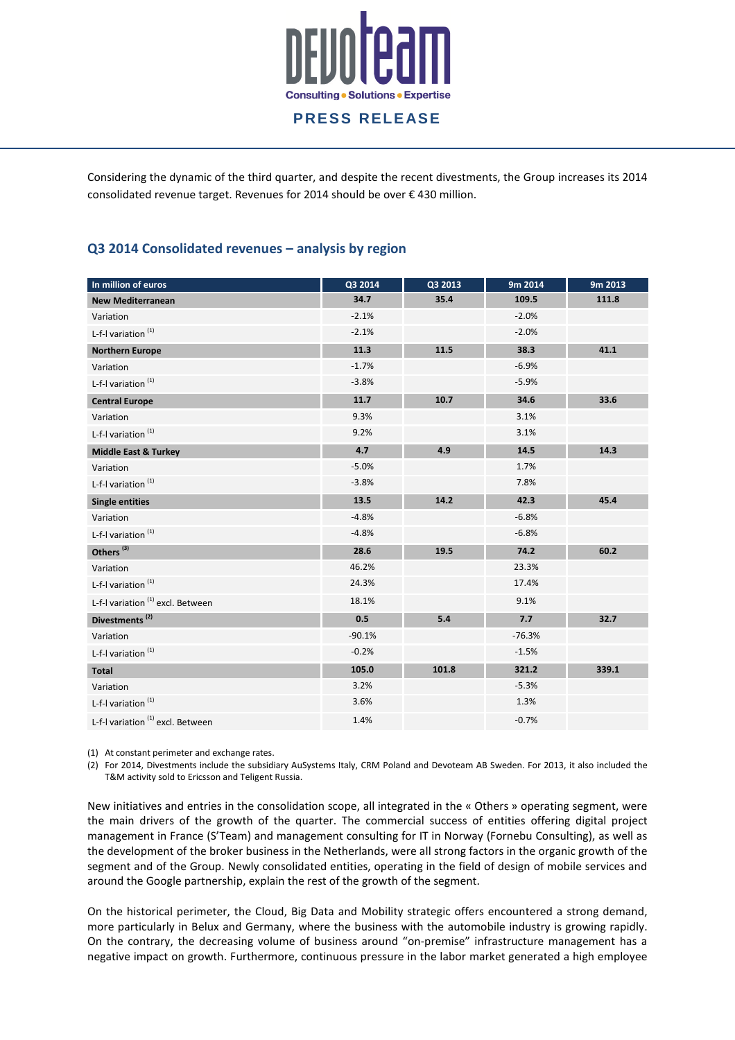Considering the dynamic of the third quarter, and despite the recent divestments, the Group increases its 2014 consolidated revenue target. Revenues for 2014 should be over € 430 million.

## Q3 2014 Consolidated revenues – analysis by region

| In million of euros | Q3 2014 | Q3 2013 | 9m 2014 | 9m 2013 |
|---|---|---|---|---|
| **New Mediterranean** | **34.7** | **35.4** | **109.5** | **111.8** |
| Variation | -2.1% | | -2.0% | |
| L-f-l variation [(1)] | -2.1% | | -2.0% | |
| **Northern Europe** | **11.3** | **11.5** | **38.3** | **41.1** |
| Variation | -1.7% | | -6.9% | |
| L-f-l variation [(1)] | -3.8% | | -5.9% | |
| **Central Europe** | **11.7** | **10.7** | **34.6** | **33.6** |
| Variation | 9.3% | | 3.1% | |
| L-f-l variation [(1)] | 9.2% | | 3.1% | |
| **Middle East & Turkey** | **4.7** | **4.9** | **14.5** | **14.3** |
| Variation | -5.0% | | 1.7% | |
| L-f-l variation [(1)] | -3.8% | | 7.8% | |
| **Single entities** | **13.5** | **14.2** | **42.3** | **45.4** |
| Variation | -4.8% | | -6.8% | |
| L-f-l variation [(1)] | -4.8% | | -6.8% | |
| **Others [(3)]** | **28.6** | **19.5** | **74.2** | **60.2** |
| Variation | 46.2% | | 23.3% | |
| L-f-l variation [(1)] | 24.3% | | 17.4% | |
| L-f-l variation [(1)] excl. Between | 18.1% | | 9.1% | |
| **Divestments [(2)]** | **0.5** | **5.4** | **7.7** | **32.7** |
| Variation | -90.1% | | -76.3% | |
| L-f-l variation [(1)] | -0.2% | | -1.5% | |
| **Total** | **105.0** | **101.8** | **321.2** | **339.1** |
| Variation | 3.2% | | -5.3% | |
| L-f-l variation [(1)] | 3.6% | | 1.3% | |
| L-f-l variation [(1)] excl. Between | 1.4% | | -0.7% | |

(1) At constant perimeter and exchange rates.

(2) For 2014, Divestments include the subsidiary AuSystems Italy, CRM Poland and Devoteam AB Sweden. For 2013, it also included the T&M activity sold to Ericsson and Teligent Russia.

New initiatives and entries in the consolidation scope, all integrated in the « Others » operating segment, were the main drivers of the growth of the quarter. The commercial success of entities offering digital project management in France (S'Team) and management consulting for IT in Norway (Fornebu Consulting), as well as the development of the broker business in the Netherlands, were all strong factors in the organic growth of the segment and of the Group. Newly consolidated entities, operating in the field of design of mobile services and around the Google partnership, explain the rest of the growth of the segment.

On the historical perimeter, the Cloud, Big Data and Mobility strategic offers encountered a strong demand, more particularly in Belux and Germany, where the business with the automobile industry is growing rapidly. On the contrary, the decreasing volume of business around "on-premise" infrastructure management has a negative impact on growth. Furthermore, continuous pressure in the labor market generated a high employee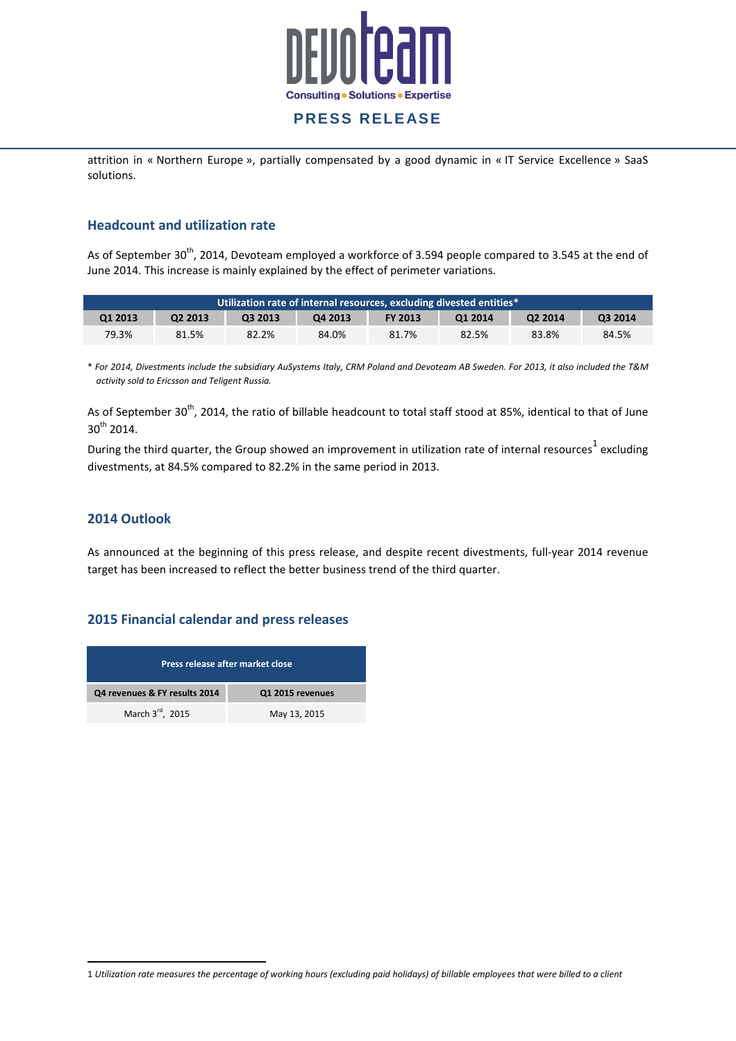attrition in « Northern Europe », partially compensated by a good dynamic in « IT Service Excellence » SaaS solutions.

## Headcount and utilization rate

As of September 30th, 2014, Devoteam employed a workforce of 3.594 people compared to 3.545 at the end of June 2014. This increase is mainly explained by the effect of perimeter variations.

| Utilization rate of internal resources, excluding divested entities* | | | | | | | |
|---|---|---|---|---|---|---|---|
| Q1 2013 | Q2 2013 | Q3 2013 | Q4 2013 | FY 2013 | Q1 2014 | Q2 2014 | Q3 2014 |
| 79.3% | 81.5% | 82.2% | 84.0% | 81.7% | 82.5% | 83.8% | 84.5% |

* *For 2014, Divestments include the subsidiary AuSystems Italy, CRM Poland and Devoteam AB Sweden. For 2013, it also included the T&M activity sold to Ericsson and Teligent Russia.*

As of September 30th, 2014, the ratio of billable headcount to total staff stood at 85%, identical to that of June 30th 2014.

During the third quarter, the Group showed an improvement in utilization rate of internal resources[1] excluding divestments, at 84.5% compared to 82.2% in the same period in 2013.

## 2014 Outlook

As announced at the beginning of this press release, and despite recent divestments, full-year 2014 revenue target has been increased to reflect the better business trend of the third quarter.

## 2015 Financial calendar and press releases

| Press release after market close | |
|---|---|
| Q4 revenues & FY results 2014 | Q1 2015 revenues |
| March 3rd, 2015 | May 13, 2015 |

1 *Utilization rate measures the percentage of working hours (excluding paid holidays) of billable employees that were billed to a client*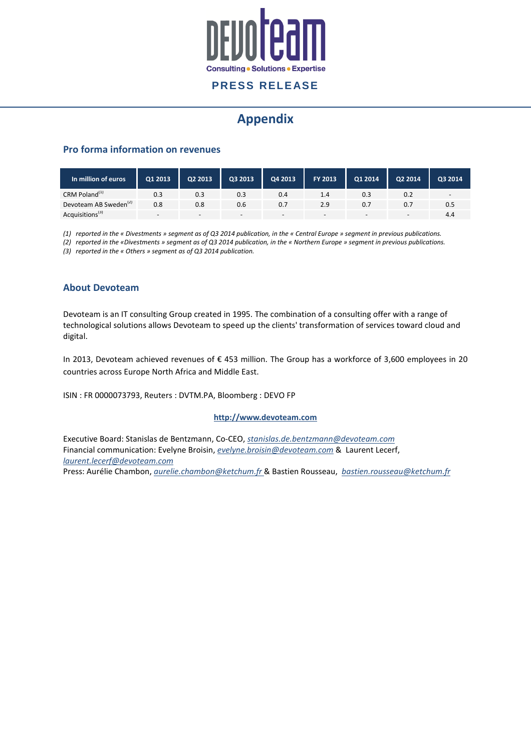# Appendix

## Pro forma information on revenues

| In million of euros | Q1 2013 | Q2 2013 | Q3 2013 | Q4 2013 | FY 2013 | Q1 2014 | Q2 2014 | Q3 2014 |
|---|---|---|---|---|---|---|---|---|
| CRM Poland[1] | 0.3 | 0.3 | 0.3 | 0.4 | 1.4 | 0.3 | 0.2 | - |
| Devoteam AB Sweden[2] | 0.8 | 0.8 | 0.6 | 0.7 | 2.9 | 0.7 | 0.7 | 0.5 |
| Acquisitions[3] | - | - | - | - | - | - | - | 4.4 |

*(1) reported in the « Divestments » segment as of Q3 2014 publication, in the « Central Europe » segment in previous publications.*

*(2) reported in the «Divestments » segment as of Q3 2014 publication, in the « Northern Europe » segment in previous publications.*

*(3) reported in the « Others » segment as of Q3 2014 publication.*

## About Devoteam

Devoteam is an IT consulting Group created in 1995. The combination of a consulting offer with a range of technological solutions allows Devoteam to speed up the clients' transformation of services toward cloud and digital.

In 2013, Devoteam achieved revenues of € 453 million. The Group has a workforce of 3,600 employees in 20 countries across Europe North Africa and Middle East.

ISIN : FR 0000073793, Reuters : DVTM.PA, Bloomberg : DEVO FP

**http://www.devoteam.com**

Executive Board: Stanislas de Bentzmann, Co-CEO, *stanislas.de.bentzmann@devoteam.com*
Financial communication: Evelyne Broisin, *evelyne.broisin@devoteam.com* & Laurent Lecerf, *laurent.lecerf@devoteam.com*
Press: Aurélie Chambon, *aurelie.chambon@ketchum.fr* & Bastien Rousseau, *bastien.rousseau@ketchum.fr*